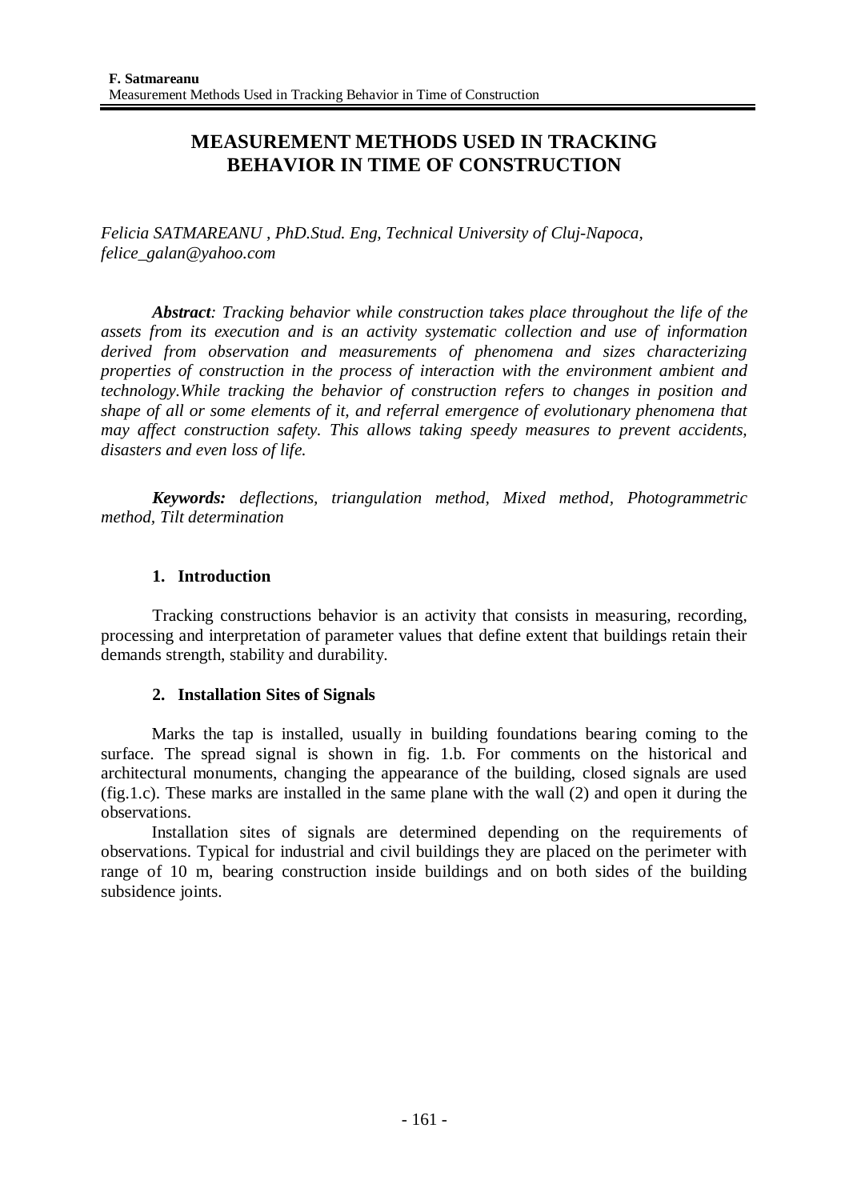# MEASUREMENT METHODS USED IN TRACKING BEHAVIOR IN TIME OF CONSTRUCTION

*Felicia SATMAREANU , PhD.Stud. Eng, Technical University of Cluj-Napoca, felice_galan@yahoo.com*

***Abstract**: Tracking behavior while construction takes place throughout the life of the assets from its execution and is an activity systematic collection and use of information derived from observation and measurements of phenomena and sizes characterizing properties of construction in the process of interaction with the environment ambient and technology.While tracking the behavior of construction refers to changes in position and shape of all or some elements of it, and referral emergence of evolutionary phenomena that may affect construction safety. This allows taking speedy measures to prevent accidents, disasters and even loss of life.*

***Keywords:** deflections, triangulation method, Mixed method, Photogrammetric method, Tilt determination*

## 1. Introduction

Tracking constructions behavior is an activity that consists in measuring, recording, processing and interpretation of parameter values that define extent that buildings retain their demands strength, stability and durability.

## 2. Installation Sites of Signals

Marks the tap is installed, usually in building foundations bearing coming to the surface. The spread signal is shown in fig. 1.b. For comments on the historical and architectural monuments, changing the appearance of the building, closed signals are used (fig.1.c). These marks are installed in the same plane with the wall (2) and open it during the observations.

Installation sites of signals are determined depending on the requirements of observations. Typical for industrial and civil buildings they are placed on the perimeter with range of 10 m, bearing construction inside buildings and on both sides of the building subsidence joints.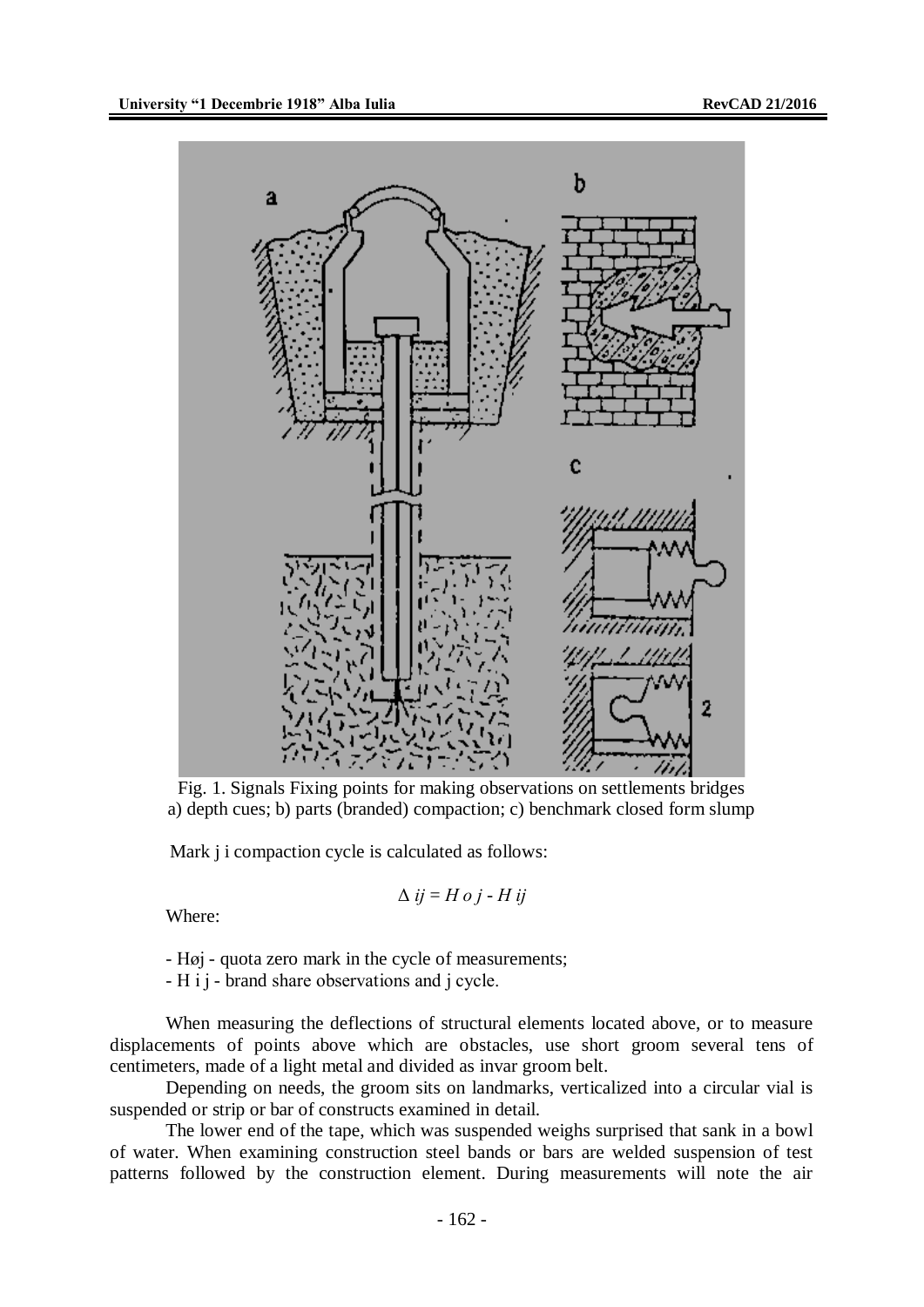Fig. 1. Signals Fixing points for making observations on settlements bridges a) depth cues; b) parts (branded) compaction; c) benchmark closed form slump

Mark j i compaction cycle is calculated as follows:

$$\Delta ij = H o j - H ij$$

Where:

- Høj - quota zero mark in the cycle of measurements;
- H i j - brand share observations and j cycle.

When measuring the deflections of structural elements located above, or to measure displacements of points above which are obstacles, use short groom several tens of centimeters, made of a light metal and divided as invar groom belt.

Depending on needs, the groom sits on landmarks, verticalized into a circular vial is suspended or strip or bar of constructs examined in detail.

The lower end of the tape, which was suspended weighs surprised that sank in a bowl of water. When examining construction steel bands or bars are welded suspension of test patterns followed by the construction element. During measurements will note the air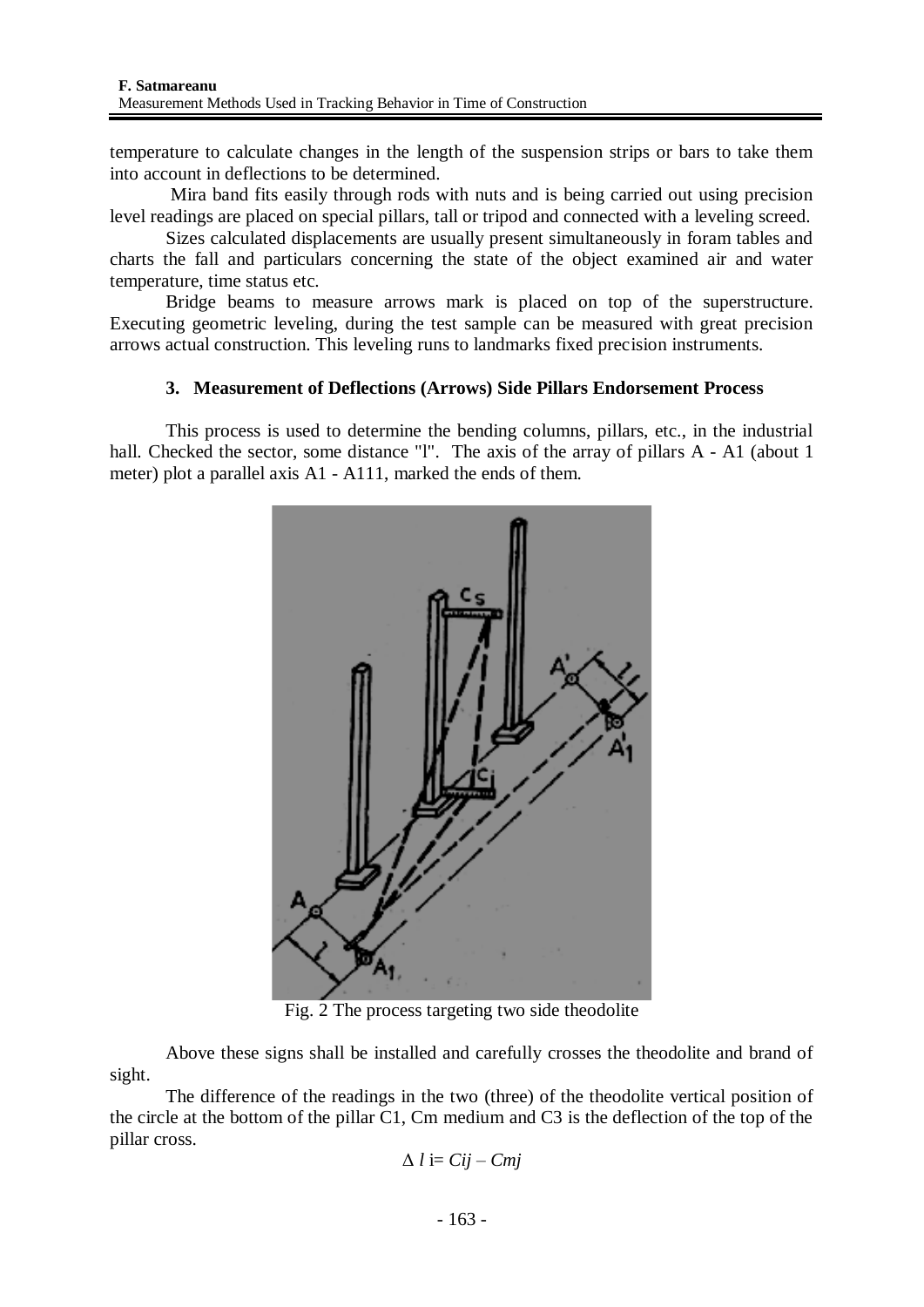temperature to calculate changes in the length of the suspension strips or bars to take them into account in deflections to be determined.

Mira band fits easily through rods with nuts and is being carried out using precision level readings are placed on special pillars, tall or tripod and connected with a leveling screed.

Sizes calculated displacements are usually present simultaneously in foram tables and charts the fall and particulars concerning the state of the object examined air and water temperature, time status etc.

Bridge beams to measure arrows mark is placed on top of the superstructure. Executing geometric leveling, during the test sample can be measured with great precision arrows actual construction. This leveling runs to landmarks fixed precision instruments.

### 3. Measurement of Deflections (Arrows) Side Pillars Endorsement Process

This process is used to determine the bending columns, pillars, etc., in the industrial hall. Checked the sector, some distance "l". The axis of the array of pillars A - A1 (about 1 meter) plot a parallel axis A1 - A111, marked the ends of them.

Fig. 2 The process targeting two side theodolite

Above these signs shall be installed and carefully crosses the theodolite and brand of sight.

The difference of the readings in the two (three) of the theodolite vertical position of the circle at the bottom of the pillar C1, Cm medium and C3 is the deflection of the top of the pillar cross.

$$\Delta\, l\, \mathrm{i} = Cij - Cmj$$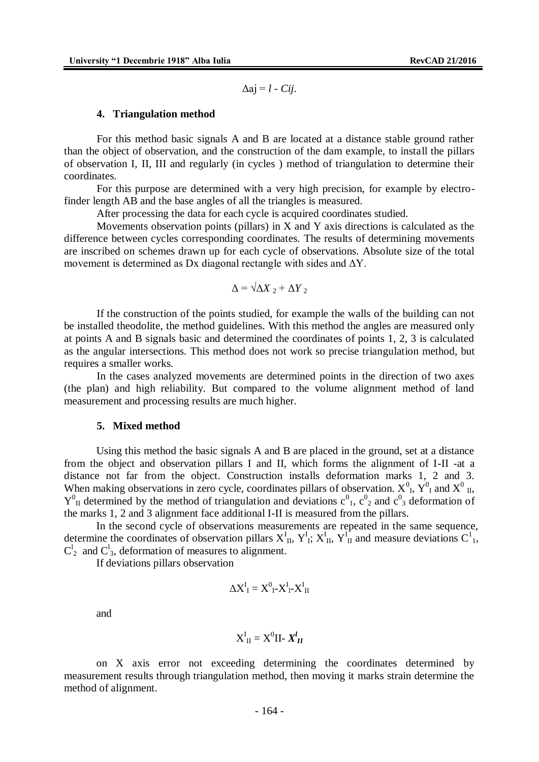$$\Delta aj = l - Cij.$$

## 4. Triangulation method

For this method basic signals A and B are located at a distance stable ground rather than the object of observation, and the construction of the dam example, to install the pillars of observation I, II, III and regularly (in cycles ) method of triangulation to determine their coordinates.

For this purpose are determined with a very high precision, for example by electro-finder length AB and the base angles of all the triangles is measured.

After processing the data for each cycle is acquired coordinates studied.

Movements observation points (pillars) in X and Y axis directions is calculated as the difference between cycles corresponding coordinates. The results of determining movements are inscribed on schemes drawn up for each cycle of observations. Absolute size of the total movement is determined as Dx diagonal rectangle with sides and $\Delta Y$.

$$\Delta = \sqrt{\Delta X_2 + \Delta Y_2}$$

If the construction of the points studied, for example the walls of the building can not be installed theodolite, the method guidelines. With this method the angles are measured only at points A and B signals basic and determined the coordinates of points 1, 2, 3 is calculated as the angular intersections. This method does not work so precise triangulation method, but requires a smaller works.

In the cases analyzed movements are determined points in the direction of two axes (the plan) and high reliability. But compared to the volume alignment method of land measurement and processing results are much higher.

## 5. Mixed method

Using this method the basic signals A and B are placed in the ground, set at a distance from the object and observation pillars I and II, which forms the alignment of I-II -at a distance not far from the object. Construction installs deformation marks 1, 2 and 3. When making observations in zero cycle, coordinates pillars of observation. $X^0_I$, $Y^0_I$ and $X^0_{II}$, $Y^0_{II}$ determined by the method of triangulation and deviations $c^0_1$, $c^0_2$ and $c^0_3$ deformation of the marks 1, 2 and 3 alignment face additional I-II is measured from the pillars.

In the second cycle of observations measurements are repeated in the same sequence, determine the coordinates of observation pillars $X^I_{II}$, $Y^I_I$; $X^I_{II}$, $Y^I_{II}$ and measure deviations $C^1_1$, $C^l_2$ and $C^l_3$, deformation of measures to alignment.

If deviations pillars observation

$$\Delta X^I_I = X^0_I - X^I_l - X^I_{II}$$

and

$$X^I_{II} = X^0 II - \boldsymbol{X^I_{II}}$$

on X axis error not exceeding determining the coordinates determined by measurement results through triangulation method, then moving it marks strain determine the method of alignment.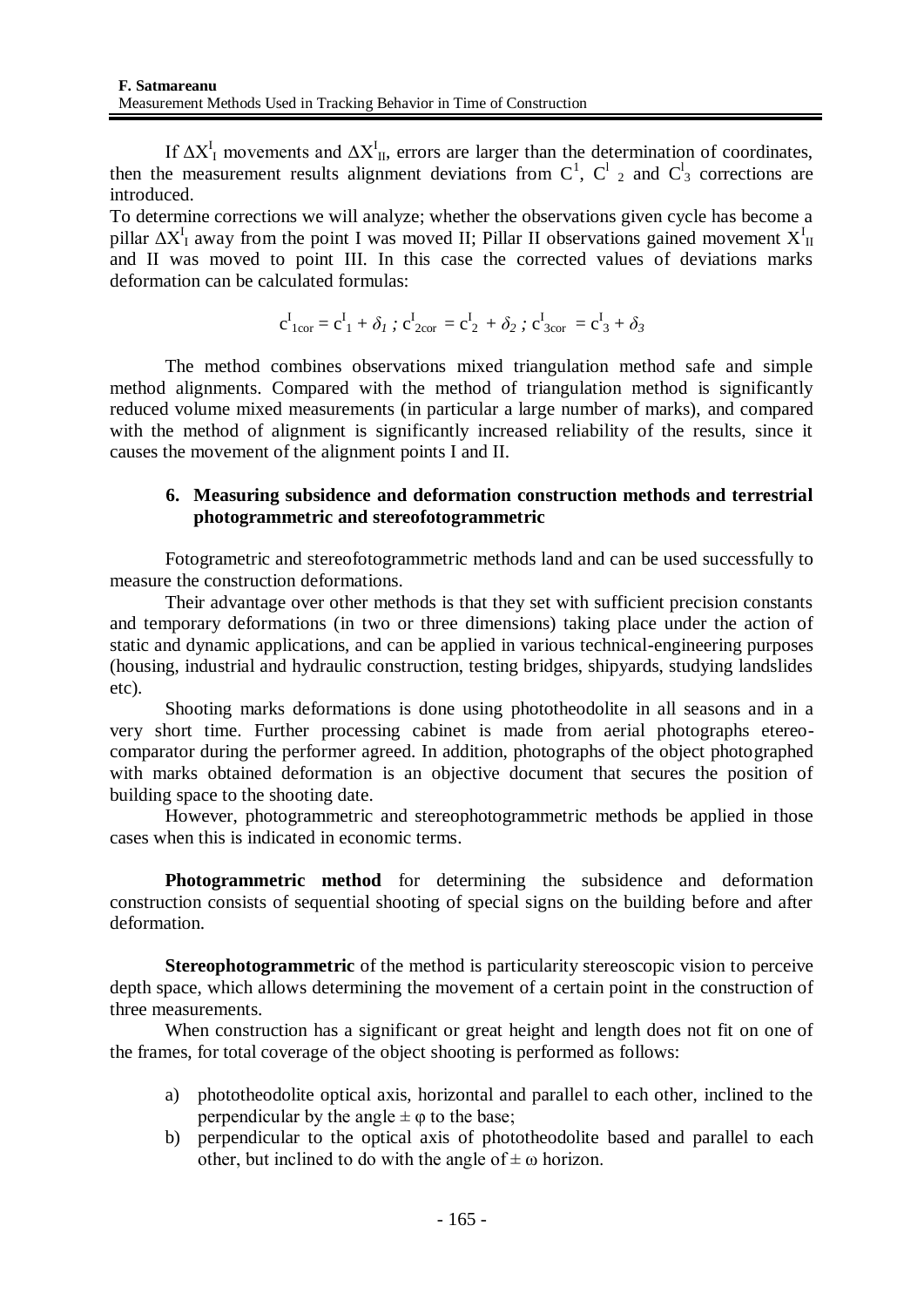If $\Delta X^{I}_{I}$ movements and $\Delta X^{I}_{II}$, errors are larger than the determination of coordinates, then the measurement results alignment deviations from $C^{1}$, $C^{l}_{2}$ and $C^{l}_{3}$ corrections are introduced.

To determine corrections we will analyze; whether the observations given cycle has become a pillar $\Delta X^{I}_{I}$ away from the point I was moved II; Pillar II observations gained movement $X^{I}_{II}$ and II was moved to point III. In this case the corrected values of deviations marks deformation can be calculated formulas:

$$c^{I}_{1cor} = c^{I}_{1} + \delta_{1} \; ; \; c^{I}_{2cor} = c^{I}_{2} + \delta_{2} \; ; \; c^{I}_{3cor} = c^{I}_{3} + \delta_{3}$$

The method combines observations mixed triangulation method safe and simple method alignments. Compared with the method of triangulation method is significantly reduced volume mixed measurements (in particular a large number of marks), and compared with the method of alignment is significantly increased reliability of the results, since it causes the movement of the alignment points I and II.

## 6. Measuring subsidence and deformation construction methods and terrestrial photogrammetric and stereofotogrammetric

Fotogrametric and stereofotogrammetric methods land and can be used successfully to measure the construction deformations.

Their advantage over other methods is that they set with sufficient precision constants and temporary deformations (in two or three dimensions) taking place under the action of static and dynamic applications, and can be applied in various technical-engineering purposes (housing, industrial and hydraulic construction, testing bridges, shipyards, studying landslides etc).

Shooting marks deformations is done using phototheodolite in all seasons and in a very short time. Further processing cabinet is made from aerial photographs etereo-comparator during the performer agreed. In addition, photographs of the object photographed with marks obtained deformation is an objective document that secures the position of building space to the shooting date.

However, photogrammetric and stereophotogrammetric methods be applied in those cases when this is indicated in economic terms.

**Photogrammetric method** for determining the subsidence and deformation construction consists of sequential shooting of special signs on the building before and after deformation.

**Stereophotogrammetric** of the method is particularity stereoscopic vision to perceive depth space, which allows determining the movement of a certain point in the construction of three measurements.

When construction has a significant or great height and length does not fit on one of the frames, for total coverage of the object shooting is performed as follows:

a) phototheodolite optical axis, horizontal and parallel to each other, inclined to the perpendicular by the angle $\pm \varphi$ to the base;
b) perpendicular to the optical axis of phototheodolite based and parallel to each other, but inclined to do with the angle of $\pm \omega$ horizon.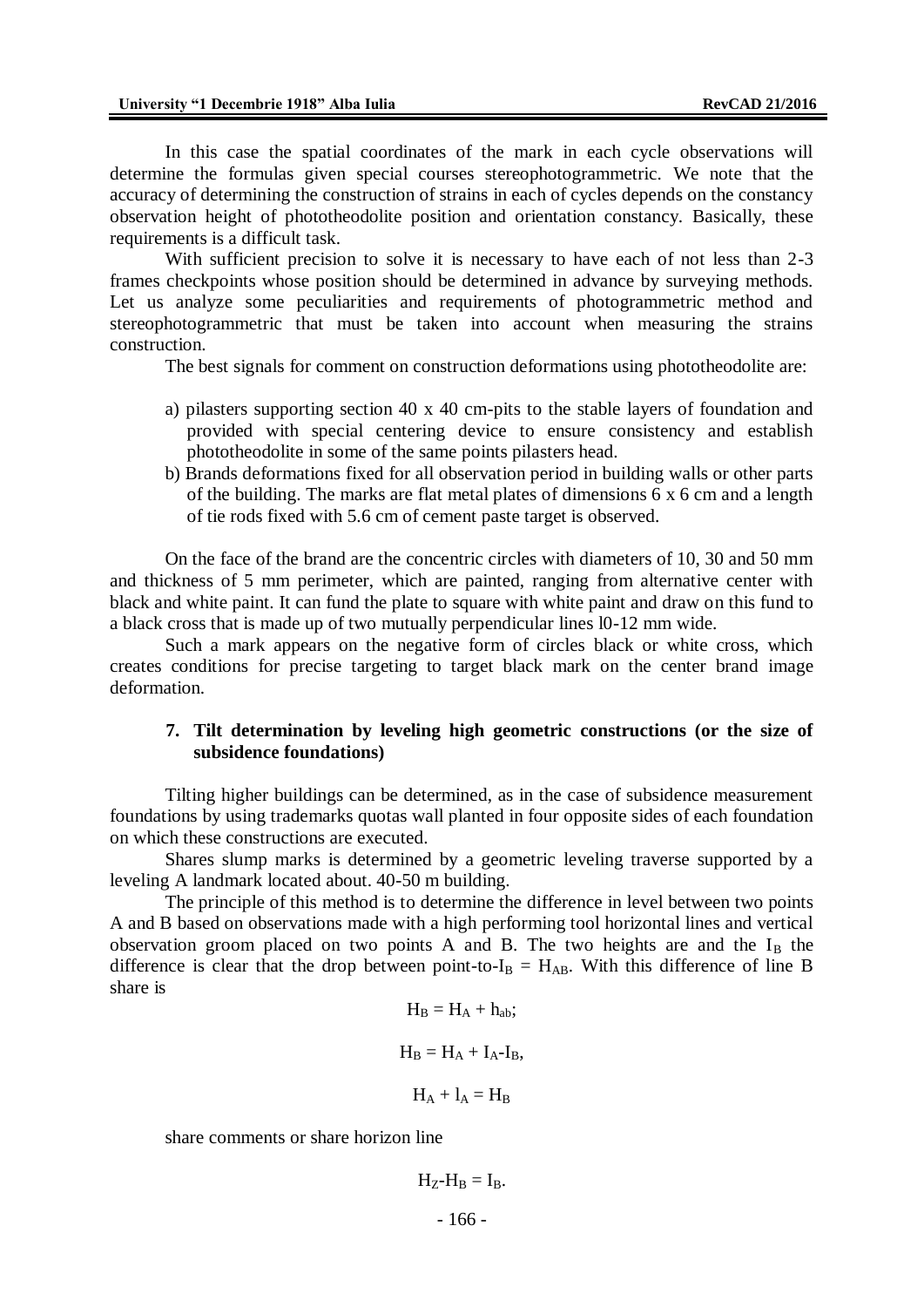In this case the spatial coordinates of the mark in each cycle observations will determine the formulas given special courses stereophotogrammetric. We note that the accuracy of determining the construction of strains in each of cycles depends on the constancy observation height of phototheodolite position and orientation constancy. Basically, these requirements is a difficult task.

With sufficient precision to solve it is necessary to have each of not less than 2-3 frames checkpoints whose position should be determined in advance by surveying methods. Let us analyze some peculiarities and requirements of photogrammetric method and stereophotogrammetric that must be taken into account when measuring the strains construction.

The best signals for comment on construction deformations using phototheodolite are:

a) pilasters supporting section 40 x 40 cm-pits to the stable layers of foundation and provided with special centering device to ensure consistency and establish phototheodolite in some of the same points pilasters head.
b) Brands deformations fixed for all observation period in building walls or other parts of the building. The marks are flat metal plates of dimensions 6 x 6 cm and a length of tie rods fixed with 5.6 cm of cement paste target is observed.

On the face of the brand are the concentric circles with diameters of 10, 30 and 50 mm and thickness of 5 mm perimeter, which are painted, ranging from alternative center with black and white paint. It can fund the plate to square with white paint and draw on this fund to a black cross that is made up of two mutually perpendicular lines l0-12 mm wide.

Such a mark appears on the negative form of circles black or white cross, which creates conditions for precise targeting to target black mark on the center brand image deformation.

## 7. Tilt determination by leveling high geometric constructions (or the size of subsidence foundations)

Tilting higher buildings can be determined, as in the case of subsidence measurement foundations by using trademarks quotas wall planted in four opposite sides of each foundation on which these constructions are executed.

Shares slump marks is determined by a geometric leveling traverse supported by a leveling A landmark located about. 40-50 m building.

The principle of this method is to determine the difference in level between two points A and B based on observations made with a high performing tool horizontal lines and vertical observation groom placed on two points A and B. The two heights are and the $I_B$ the difference is clear that the drop between point-to-$I_B = H_{AB}$. With this difference of line B share is

$$H_B = H_A + h_{ab};$$

$$H_B = H_A + I_A - I_B,$$

$$H_A + l_A = H_B$$

share comments or share horizon line

$$H_Z - H_B = I_B.$$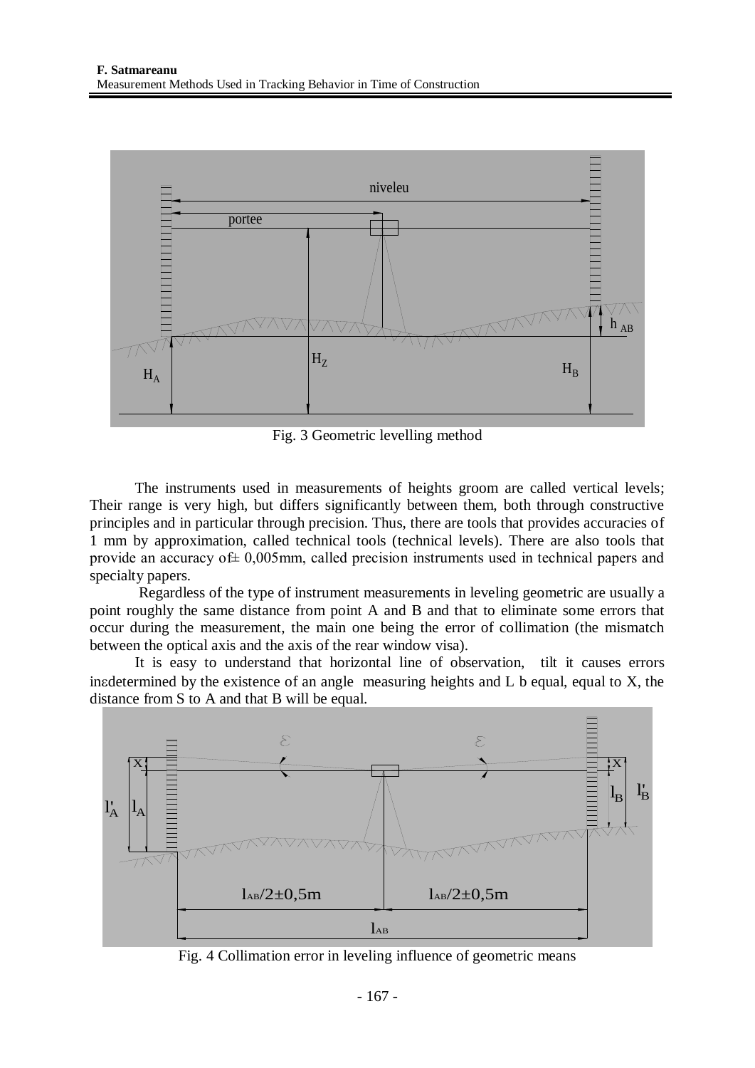Fig. 3 Geometric levelling method

The instruments used in measurements of heights groom are called vertical levels; Their range is very high, but differs significantly between them, both through constructive principles and in particular through precision. Thus, there are tools that provides accuracies of 1 mm by approximation, called technical tools (technical levels). There are also tools that provide an accuracy of± 0,005mm, called precision instruments used in technical papers and specialty papers.

Regardless of the type of instrument measurements in leveling geometric are usually a point roughly the same distance from point A and B and that to eliminate some errors that occur during the measurement, the main one being the error of collimation (the mismatch between the optical axis and the axis of the rear window visa).

It is easy to understand that horizontal line of observation, tilt it causes errors inεdetermined by the existence of an angle measuring heights and L b equal, equal to X, the distance from S to A and that B will be equal.

Fig. 4 Collimation error in leveling influence of geometric means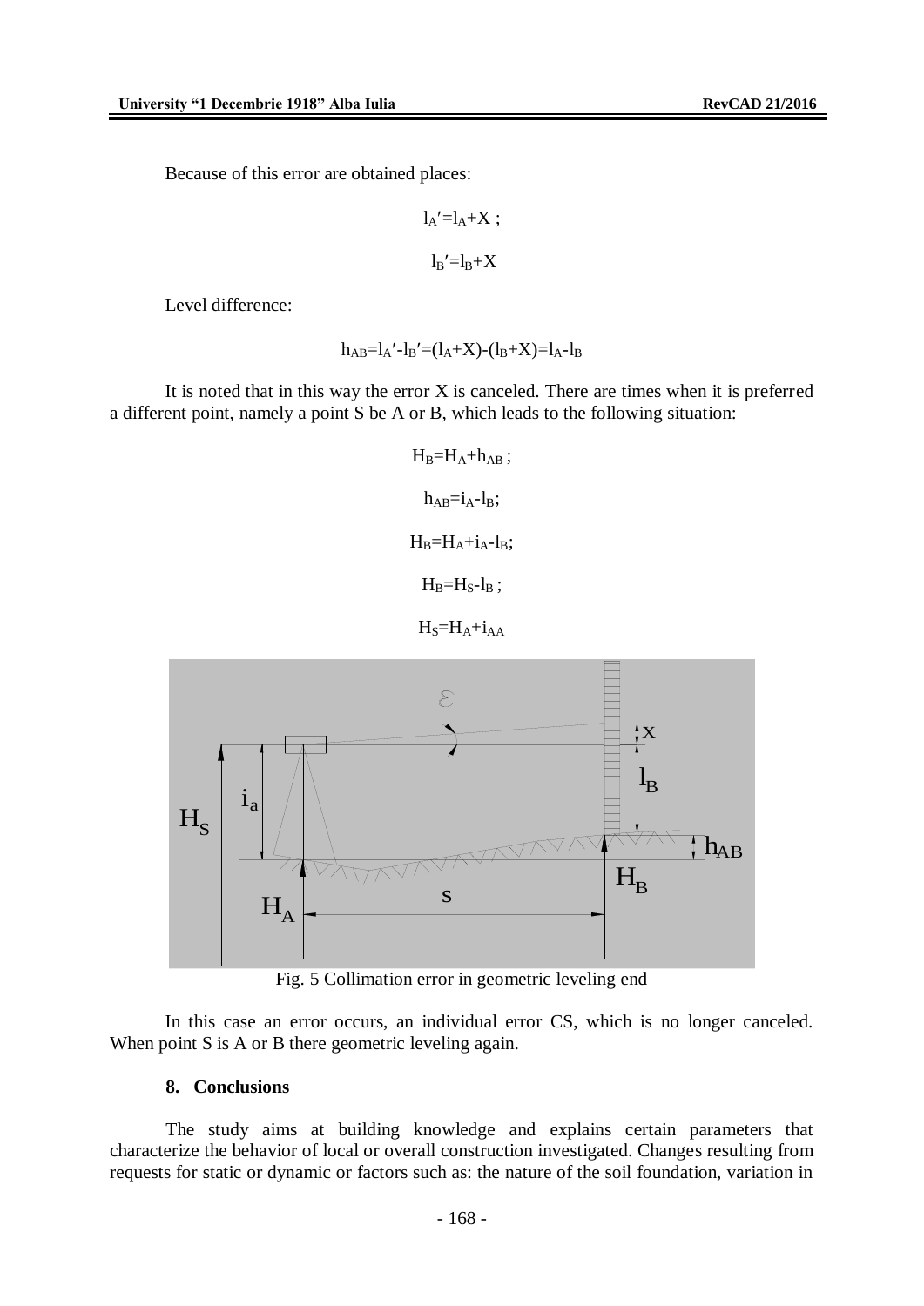Because of this error are obtained places:

$$l_A' = l_A + X \; ;$$

$$l_B' = l_B + X$$

Level difference:

$$h_{AB} = l_A' - l_B' = (l_A + X) - (l_B + X) = l_A - l_B$$

It is noted that in this way the error X is canceled. There are times when it is preferred a different point, namely a point S be A or B, which leads to the following situation:

$$H_B = H_A + h_{AB} \; ;$$

$$h_{AB} = i_A - l_B;$$

$$H_B = H_A + i_A - l_B;$$

$$H_B = H_S - l_B \; ;$$

$$H_S = H_A + i_{AA}$$

Fig. 5 Collimation error in geometric leveling end

In this case an error occurs, an individual error CS, which is no longer canceled. When point S is A or B there geometric leveling again.

## 8. Conclusions

The study aims at building knowledge and explains certain parameters that characterize the behavior of local or overall construction investigated. Changes resulting from requests for static or dynamic or factors such as: the nature of the soil foundation, variation in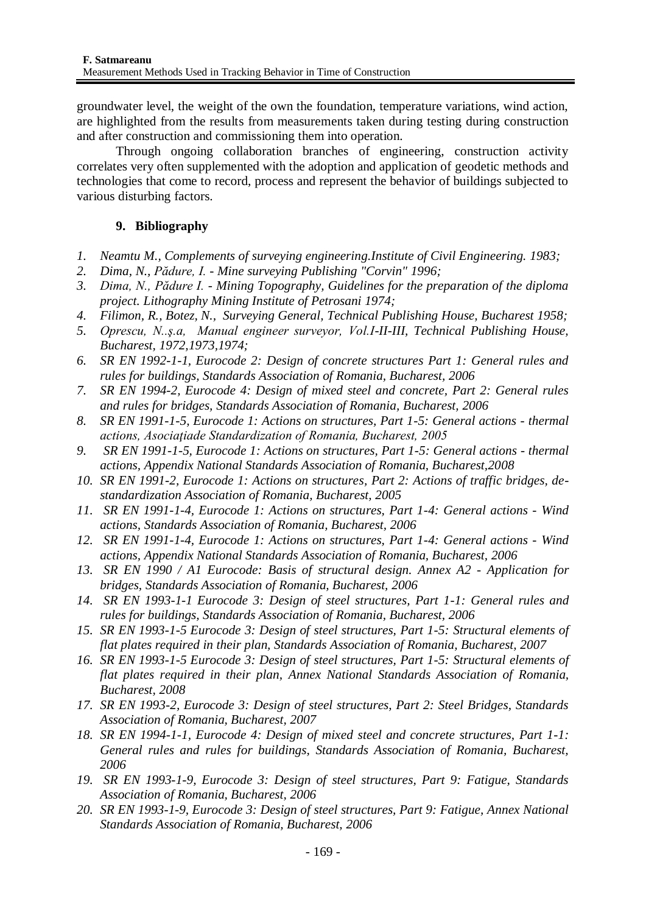groundwater level, the weight of the own the foundation, temperature variations, wind action, are highlighted from the results from measurements taken during testing during construction and after construction and commissioning them into operation.

Through ongoing collaboration branches of engineering, construction activity correlates very often supplemented with the adoption and application of geodetic methods and technologies that come to record, process and represent the behavior of buildings subjected to various disturbing factors.

## 9. Bibliography

1. *Neamtu M., Complements of surveying engineering.Institute of Civil Engineering. 1983;*
2. *Dima, N., Pădure, I. - Mine surveying Publishing "Corvin" 1996;*
3. *Dima, N., Pădure I. - Mining Topography, Guidelines for the preparation of the diploma project. Lithography Mining Institute of Petrosani 1974;*
4. *Filimon, R., Botez, N., Surveying General, Technical Publishing House, Bucharest 1958;*
5. *Oprescu, N..ş.a, Manual engineer surveyor, Vol.I-II-III, Technical Publishing House, Bucharest, 1972,1973,1974;*
6. *SR EN 1992-1-1, Eurocode 2: Design of concrete structures Part 1: General rules and rules for buildings, Standards Association of Romania, Bucharest, 2006*
7. *SR EN 1994-2, Eurocode 4: Design of mixed steel and concrete, Part 2: General rules and rules for bridges, Standards Association of Romania, Bucharest, 2006*
8. *SR EN 1991-1-5, Eurocode 1: Actions on structures, Part 1-5: General actions - thermal actions, Asociaţiade Standardization of Romania, Bucharest, 2005*
9. *SR EN 1991-1-5, Eurocode 1: Actions on structures, Part 1-5: General actions - thermal actions, Appendix National Standards Association of Romania, Bucharest,2008*
10. *SR EN 1991-2, Eurocode 1: Actions on structures, Part 2: Actions of traffic bridges, de-standardization Association of Romania, Bucharest, 2005*
11. *SR EN 1991-1-4, Eurocode 1: Actions on structures, Part 1-4: General actions - Wind actions, Standards Association of Romania, Bucharest, 2006*
12. *SR EN 1991-1-4, Eurocode 1: Actions on structures, Part 1-4: General actions - Wind actions, Appendix National Standards Association of Romania, Bucharest, 2006*
13. *SR EN 1990 / A1 Eurocode: Basis of structural design. Annex A2 - Application for bridges, Standards Association of Romania, Bucharest, 2006*
14. *SR EN 1993-1-1 Eurocode 3: Design of steel structures, Part 1-1: General rules and rules for buildings, Standards Association of Romania, Bucharest, 2006*
15. *SR EN 1993-1-5 Eurocode 3: Design of steel structures, Part 1-5: Structural elements of flat plates required in their plan, Standards Association of Romania, Bucharest, 2007*
16. *SR EN 1993-1-5 Eurocode 3: Design of steel structures, Part 1-5: Structural elements of flat plates required in their plan, Annex National Standards Association of Romania, Bucharest, 2008*
17. *SR EN 1993-2, Eurocode 3: Design of steel structures, Part 2: Steel Bridges, Standards Association of Romania, Bucharest, 2007*
18. *SR EN 1994-1-1, Eurocode 4: Design of mixed steel and concrete structures, Part 1-1: General rules and rules for buildings, Standards Association of Romania, Bucharest, 2006*
19. *SR EN 1993-1-9, Eurocode 3: Design of steel structures, Part 9: Fatigue, Standards Association of Romania, Bucharest, 2006*
20. *SR EN 1993-1-9, Eurocode 3: Design of steel structures, Part 9: Fatigue, Annex National Standards Association of Romania, Bucharest, 2006*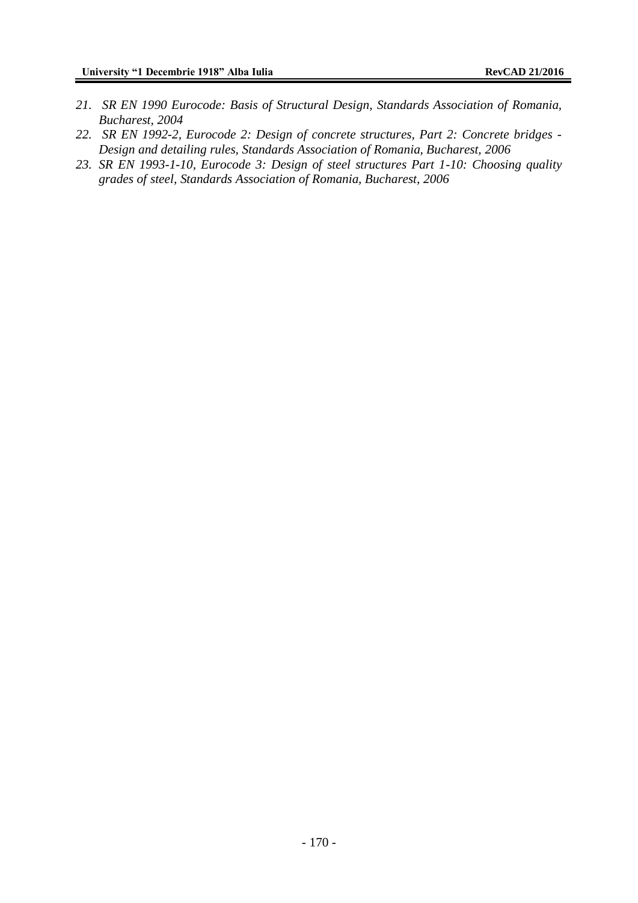21. *SR EN 1990 Eurocode: Basis of Structural Design, Standards Association of Romania, Bucharest, 2004*
22. *SR EN 1992-2, Eurocode 2: Design of concrete structures, Part 2: Concrete bridges - Design and detailing rules, Standards Association of Romania, Bucharest, 2006*
23. *SR EN 1993-1-10, Eurocode 3: Design of steel structures Part 1-10: Choosing quality grades of steel, Standards Association of Romania, Bucharest, 2006*